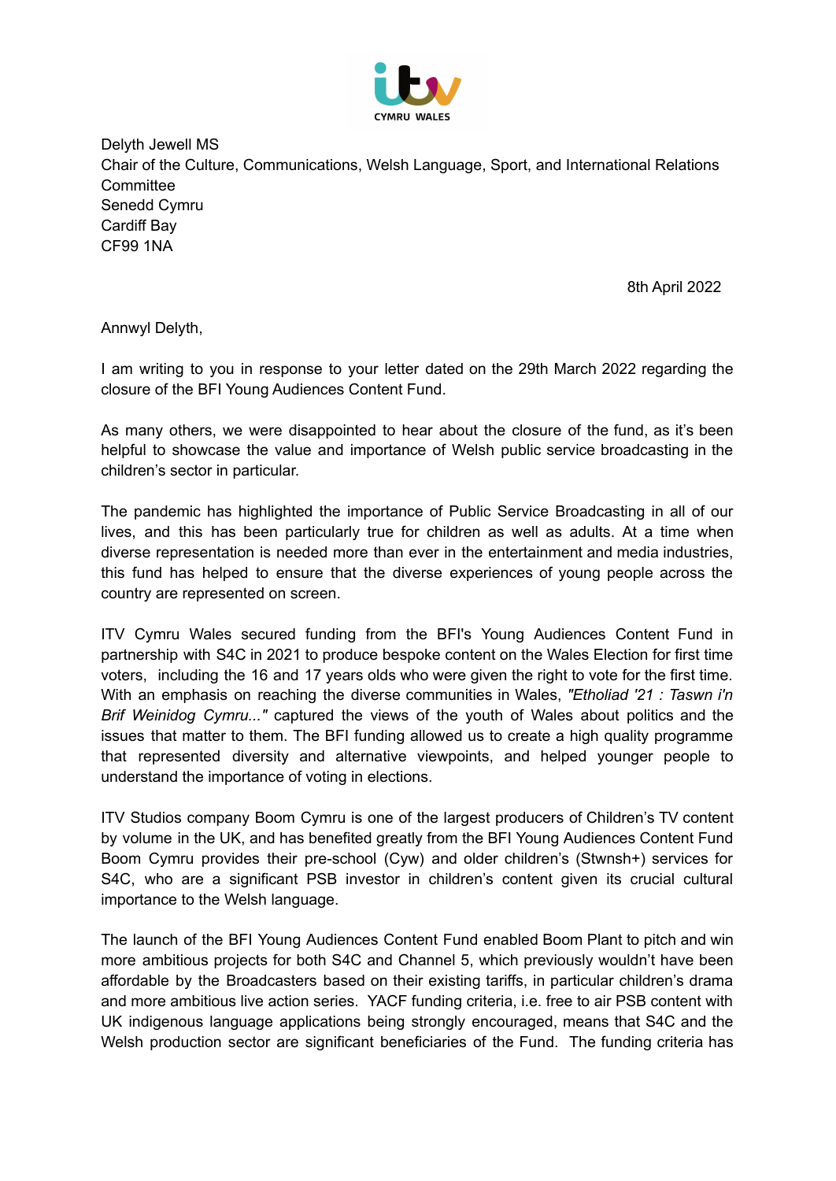ITV CYMRU WALES

Delyth Jewell MS
Chair of the Culture, Communications, Welsh Language, Sport, and International Relations Committee
Senedd Cymru
Cardiff Bay
CF99 1NA

8th April 2022

Annwyl Delyth,

I am writing to you in response to your letter dated on the 29th March 2022 regarding the closure of the BFI Young Audiences Content Fund.

As many others, we were disappointed to hear about the closure of the fund, as it's been helpful to showcase the value and importance of Welsh public service broadcasting in the children's sector in particular.

The pandemic has highlighted the importance of Public Service Broadcasting in all of our lives, and this has been particularly true for children as well as adults. At a time when diverse representation is needed more than ever in the entertainment and media industries, this fund has helped to ensure that the diverse experiences of young people across the country are represented on screen.

ITV Cymru Wales secured funding from the BFI's Young Audiences Content Fund in partnership with S4C in 2021 to produce bespoke content on the Wales Election for first time voters, including the 16 and 17 years olds who were given the right to vote for the first time. With an emphasis on reaching the diverse communities in Wales, *"Etholiad '21 : Taswn i'n Brif Weinidog Cymru..."* captured the views of the youth of Wales about politics and the issues that matter to them. The BFI funding allowed us to create a high quality programme that represented diversity and alternative viewpoints, and helped younger people to understand the importance of voting in elections.

ITV Studios company Boom Cymru is one of the largest producers of Children's TV content by volume in the UK, and has benefited greatly from the BFI Young Audiences Content Fund Boom Cymru provides their pre-school (Cyw) and older children's (Stwnsh+) services for S4C, who are a significant PSB investor in children's content given its crucial cultural importance to the Welsh language.

The launch of the BFI Young Audiences Content Fund enabled Boom Plant to pitch and win more ambitious projects for both S4C and Channel 5, which previously wouldn't have been affordable by the Broadcasters based on their existing tariffs, in particular children's drama and more ambitious live action series. YACF funding criteria, i.e. free to air PSB content with UK indigenous language applications being strongly encouraged, means that S4C and the Welsh production sector are significant beneficiaries of the Fund. The funding criteria has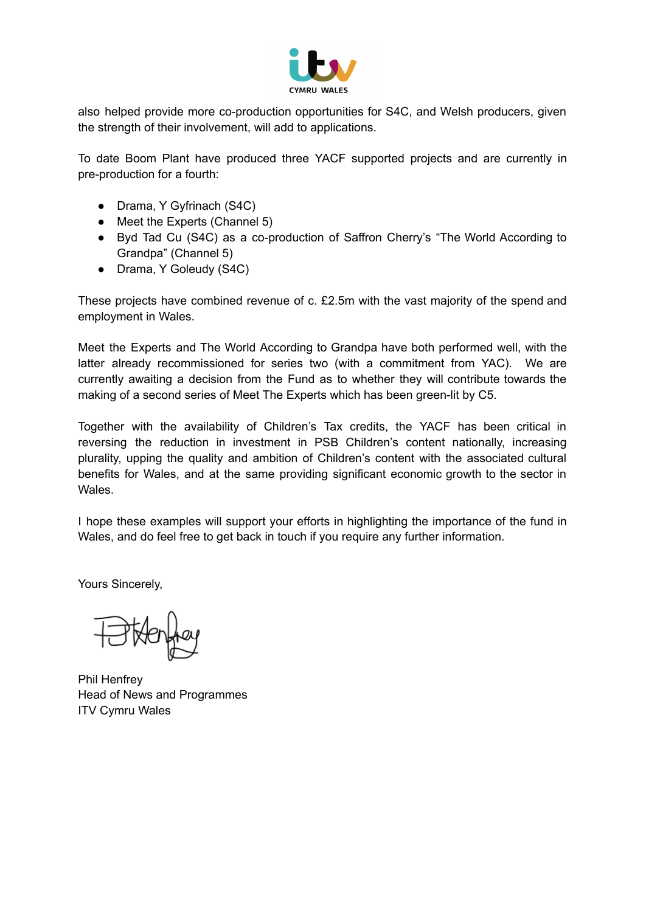also helped provide more co-production opportunities for S4C, and Welsh producers, given the strength of their involvement, will add to applications.

To date Boom Plant have produced three YACF supported projects and are currently in pre-production for a fourth:

- Drama, Y Gyfrinach (S4C)
- Meet the Experts (Channel 5)
- Byd Tad Cu (S4C) as a co-production of Saffron Cherry's "The World According to Grandpa" (Channel 5)
- Drama, Y Goleudy (S4C)

These projects have combined revenue of c. £2.5m with the vast majority of the spend and employment in Wales.

Meet the Experts and The World According to Grandpa have both performed well, with the latter already recommissioned for series two (with a commitment from YAC). We are currently awaiting a decision from the Fund as to whether they will contribute towards the making of a second series of Meet The Experts which has been green-lit by C5.

Together with the availability of Children's Tax credits, the YACF has been critical in reversing the reduction in investment in PSB Children's content nationally, increasing plurality, upping the quality and ambition of Children's content with the associated cultural benefits for Wales, and at the same providing significant economic growth to the sector in Wales.

I hope these examples will support your efforts in highlighting the importance of the fund in Wales, and do feel free to get back in touch if you require any further information.

Yours Sincerely,

Phil Henfrey
Head of News and Programmes
ITV Cymru Wales